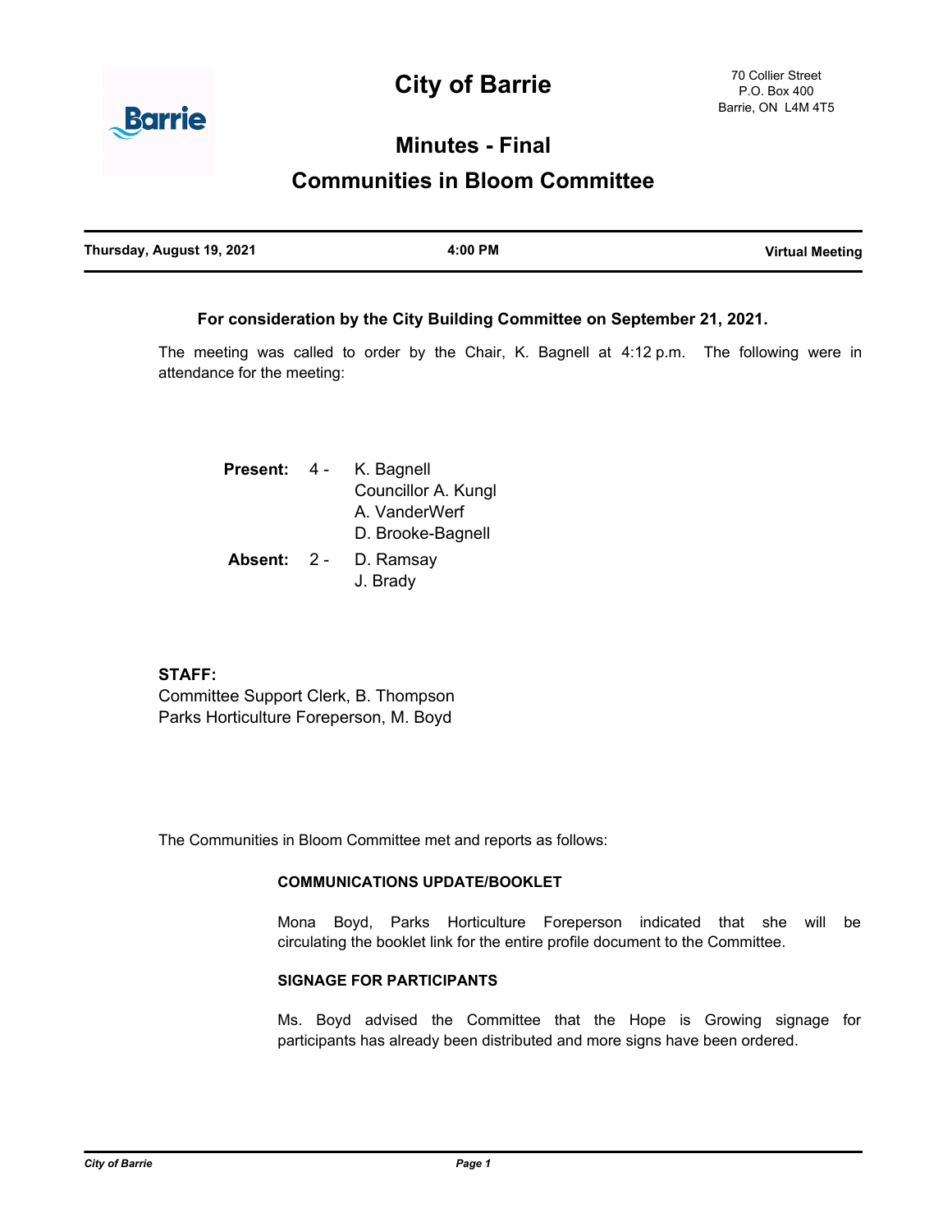# City of Barrie

70 Collier Street
P.O. Box 400
Barrie, ON L4M 4T5

## Minutes - Final

## Communities in Bloom Committee

| Thursday, August 19, 2021 | 4:00 PM | Virtual Meeting |
|---|---|---|

**For consideration by the City Building Committee on September 21, 2021.**

The meeting was called to order by the Chair, K. Bagnell at 4:12 p.m. The following were in attendance for the meeting:

**Present:** 4 - K. Bagnell
Councillor A. Kungl
A. VanderWerf
D. Brooke-Bagnell

**Absent:** 2 - D. Ramsay
J. Brady

**STAFF:**
Committee Support Clerk, B. Thompson
Parks Horticulture Foreperson, M. Boyd

The Communities in Bloom Committee met and reports as follows:

**COMMUNICATIONS UPDATE/BOOKLET**

Mona Boyd, Parks Horticulture Foreperson indicated that she will be circulating the booklet link for the entire profile document to the Committee.

**SIGNAGE FOR PARTICIPANTS**

Ms. Boyd advised the Committee that the Hope is Growing signage for participants has already been distributed and more signs have been ordered.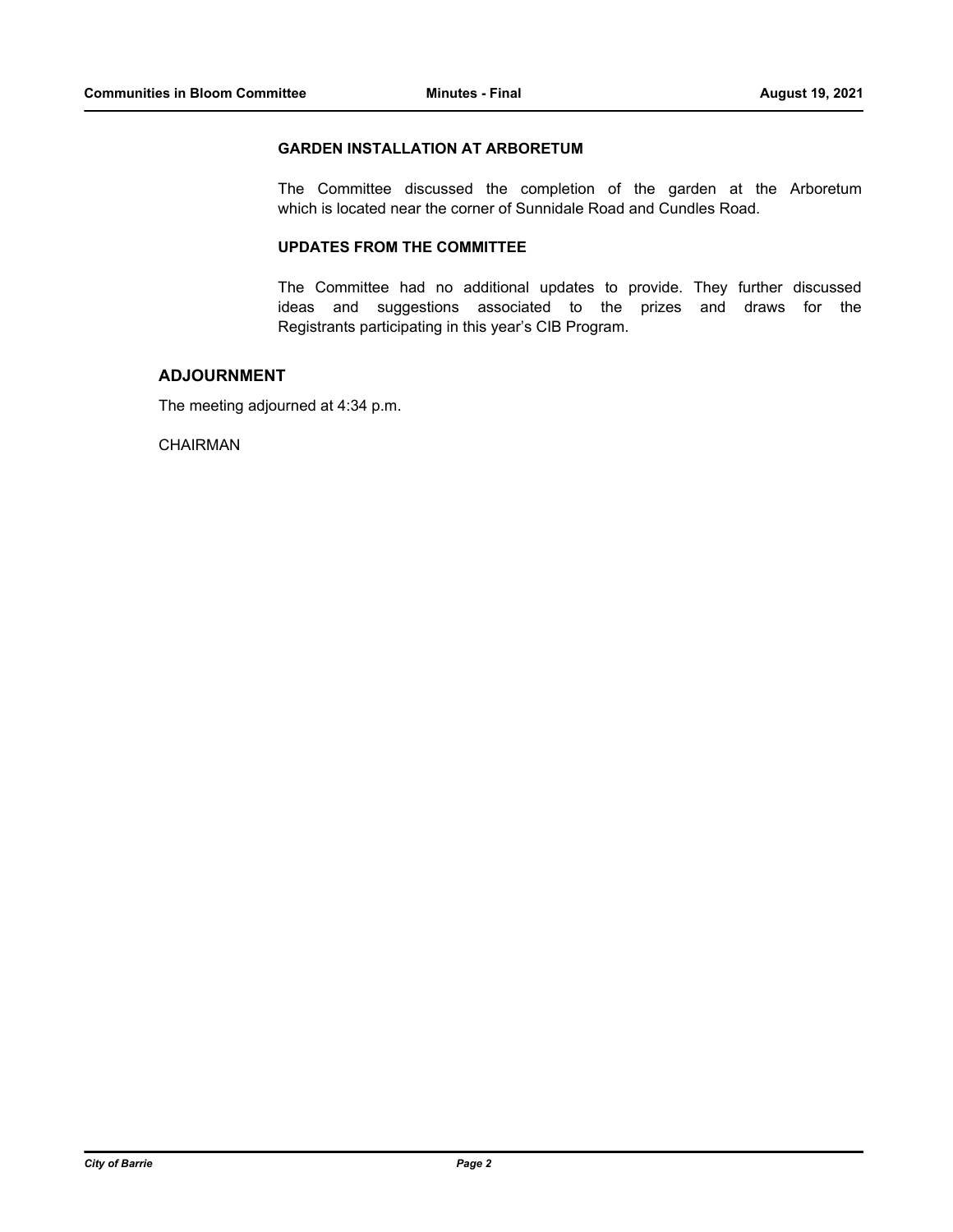### GARDEN INSTALLATION AT ARBORETUM

The Committee discussed the completion of the garden at the Arboretum which is located near the corner of Sunnidale Road and Cundles Road.

### UPDATES FROM THE COMMITTEE

The Committee had no additional updates to provide. They further discussed ideas and suggestions associated to the prizes and draws for the Registrants participating in this year's CIB Program.

## ADJOURNMENT

The meeting adjourned at 4:34 p.m.

CHAIRMAN